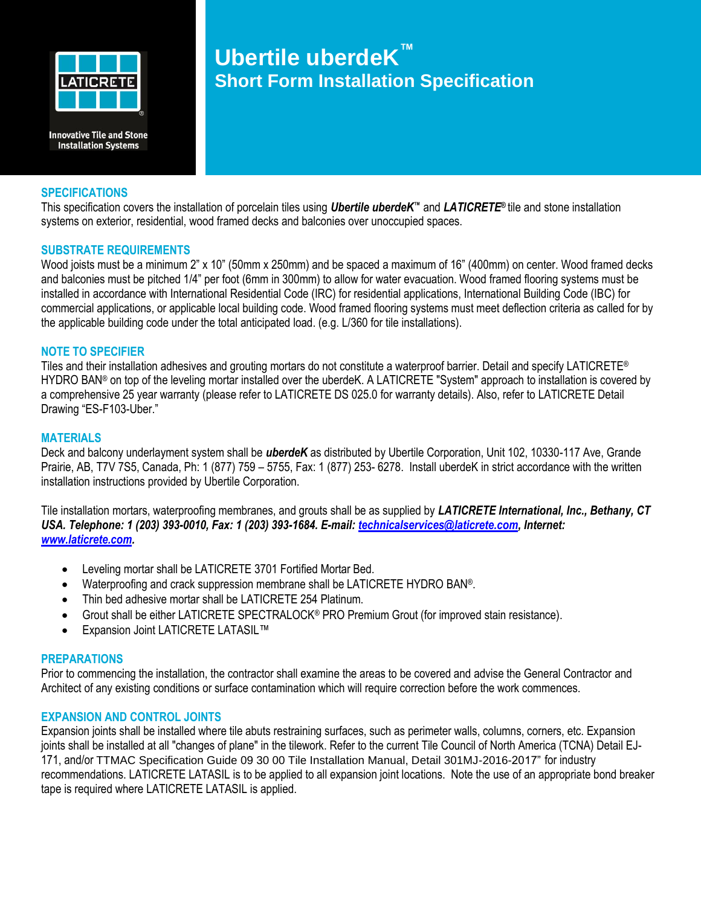LATICRETE

Innovative Tile and Stone Installation Systems

# Ubertile uberdeK™
## Short Form Installation Specification

### SPECIFICATIONS

This specification covers the installation of porcelain tiles using ***Ubertile uberdeK***™ and ***LATICRETE***® tile and stone installation systems on exterior, residential, wood framed decks and balconies over unoccupied spaces.

### SUBSTRATE REQUIREMENTS

Wood joists must be a minimum 2" x 10" (50mm x 250mm) and be spaced a maximum of 16" (400mm) on center. Wood framed decks and balconies must be pitched 1/4" per foot (6mm in 300mm) to allow for water evacuation. Wood framed flooring systems must be installed in accordance with International Residential Code (IRC) for residential applications, International Building Code (IBC) for commercial applications, or applicable local building code. Wood framed flooring systems must meet deflection criteria as called for by the applicable building code under the total anticipated load. (e.g. L/360 for tile installations).

### NOTE TO SPECIFIER

Tiles and their installation adhesives and grouting mortars do not constitute a waterproof barrier. Detail and specify LATICRETE® HYDRO BAN® on top of the leveling mortar installed over the uberdeK. A LATICRETE "System" approach to installation is covered by a comprehensive 25 year warranty (please refer to LATICRETE DS 025.0 for warranty details). Also, refer to LATICRETE Detail Drawing "ES-F103-Uber."

### MATERIALS

Deck and balcony underlayment system shall be ***uberdeK*** as distributed by Ubertile Corporation, Unit 102, 10330-117 Ave, Grande Prairie, AB, T7V 7S5, Canada, Ph: 1 (877) 759 – 5755, Fax: 1 (877) 253- 6278. Install uberdeK in strict accordance with the written installation instructions provided by Ubertile Corporation.

Tile installation mortars, waterproofing membranes, and grouts shall be as supplied by ***LATICRETE International, Inc., Bethany, CT USA. Telephone: 1 (203) 393-0010, Fax: 1 (203) 393-1684. E-mail: technicalservices@laticrete.com, Internet: www.laticrete.com.***

- Leveling mortar shall be LATICRETE 3701 Fortified Mortar Bed.
- Waterproofing and crack suppression membrane shall be LATICRETE HYDRO BAN®.
- Thin bed adhesive mortar shall be LATICRETE 254 Platinum.
- Grout shall be either LATICRETE SPECTRALOCK® PRO Premium Grout (for improved stain resistance).
- Expansion Joint LATICRETE LATASIL™

### PREPARATIONS

Prior to commencing the installation, the contractor shall examine the areas to be covered and advise the General Contractor and Architect of any existing conditions or surface contamination which will require correction before the work commences.

### EXPANSION AND CONTROL JOINTS

Expansion joints shall be installed where tile abuts restraining surfaces, such as perimeter walls, columns, corners, etc. Expansion joints shall be installed at all "changes of plane" in the tilework. Refer to the current Tile Council of North America (TCNA) Detail EJ-171, and/or TTMAC Specification Guide 09 30 00 Tile Installation Manual, Detail 301MJ-2016-2017" for industry recommendations. LATICRETE LATASIL is to be applied to all expansion joint locations. Note the use of an appropriate bond breaker tape is required where LATICRETE LATASIL is applied.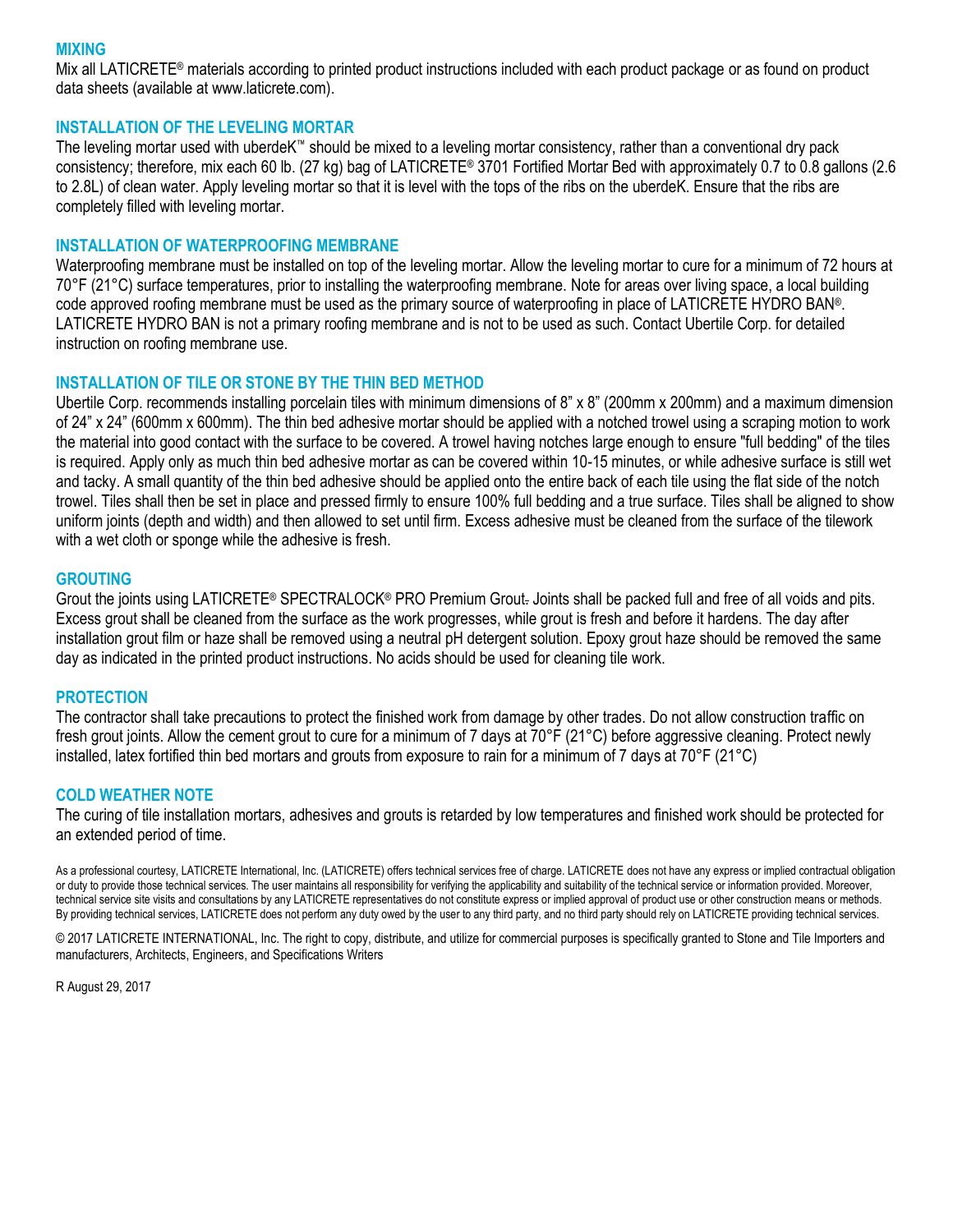## MIXING

Mix all LATICRETE® materials according to printed product instructions included with each product package or as found on product data sheets (available at www.laticrete.com).

## INSTALLATION OF THE LEVELING MORTAR

The leveling mortar used with uberdeK™ should be mixed to a leveling mortar consistency, rather than a conventional dry pack consistency; therefore, mix each 60 lb. (27 kg) bag of LATICRETE® 3701 Fortified Mortar Bed with approximately 0.7 to 0.8 gallons (2.6 to 2.8L) of clean water. Apply leveling mortar so that it is level with the tops of the ribs on the uberdeK. Ensure that the ribs are completely filled with leveling mortar.

## INSTALLATION OF WATERPROOFING MEMBRANE

Waterproofing membrane must be installed on top of the leveling mortar. Allow the leveling mortar to cure for a minimum of 72 hours at 70°F (21°C) surface temperatures, prior to installing the waterproofing membrane. Note for areas over living space, a local building code approved roofing membrane must be used as the primary source of waterproofing in place of LATICRETE HYDRO BAN®. LATICRETE HYDRO BAN is not a primary roofing membrane and is not to be used as such. Contact Ubertile Corp. for detailed instruction on roofing membrane use.

## INSTALLATION OF TILE OR STONE BY THE THIN BED METHOD

Ubertile Corp. recommends installing porcelain tiles with minimum dimensions of 8" x 8" (200mm x 200mm) and a maximum dimension of 24" x 24" (600mm x 600mm). The thin bed adhesive mortar should be applied with a notched trowel using a scraping motion to work the material into good contact with the surface to be covered. A trowel having notches large enough to ensure "full bedding" of the tiles is required. Apply only as much thin bed adhesive mortar as can be covered within 10-15 minutes, or while adhesive surface is still wet and tacky. A small quantity of the thin bed adhesive should be applied onto the entire back of each tile using the flat side of the notch trowel. Tiles shall then be set in place and pressed firmly to ensure 100% full bedding and a true surface. Tiles shall be aligned to show uniform joints (depth and width) and then allowed to set until firm. Excess adhesive must be cleaned from the surface of the tilework with a wet cloth or sponge while the adhesive is fresh.

## GROUTING

Grout the joints using LATICRETE® SPECTRALOCK® PRO Premium Grout. Joints shall be packed full and free of all voids and pits. Excess grout shall be cleaned from the surface as the work progresses, while grout is fresh and before it hardens. The day after installation grout film or haze shall be removed using a neutral pH detergent solution. Epoxy grout haze should be removed the same day as indicated in the printed product instructions. No acids should be used for cleaning tile work.

## PROTECTION

The contractor shall take precautions to protect the finished work from damage by other trades. Do not allow construction traffic on fresh grout joints. Allow the cement grout to cure for a minimum of 7 days at 70°F (21°C) before aggressive cleaning. Protect newly installed, latex fortified thin bed mortars and grouts from exposure to rain for a minimum of 7 days at 70°F (21°C)

## COLD WEATHER NOTE

The curing of tile installation mortars, adhesives and grouts is retarded by low temperatures and finished work should be protected for an extended period of time.

As a professional courtesy, LATICRETE International, Inc. (LATICRETE) offers technical services free of charge. LATICRETE does not have any express or implied contractual obligation or duty to provide those technical services. The user maintains all responsibility for verifying the applicability and suitability of the technical service or information provided. Moreover, technical service site visits and consultations by any LATICRETE representatives do not constitute express or implied approval of product use or other construction means or methods. By providing technical services, LATICRETE does not perform any duty owed by the user to any third party, and no third party should rely on LATICRETE providing technical services.

© 2017 LATICRETE INTERNATIONAL, Inc. The right to copy, distribute, and utilize for commercial purposes is specifically granted to Stone and Tile Importers and manufacturers, Architects, Engineers, and Specifications Writers

R August 29, 2017